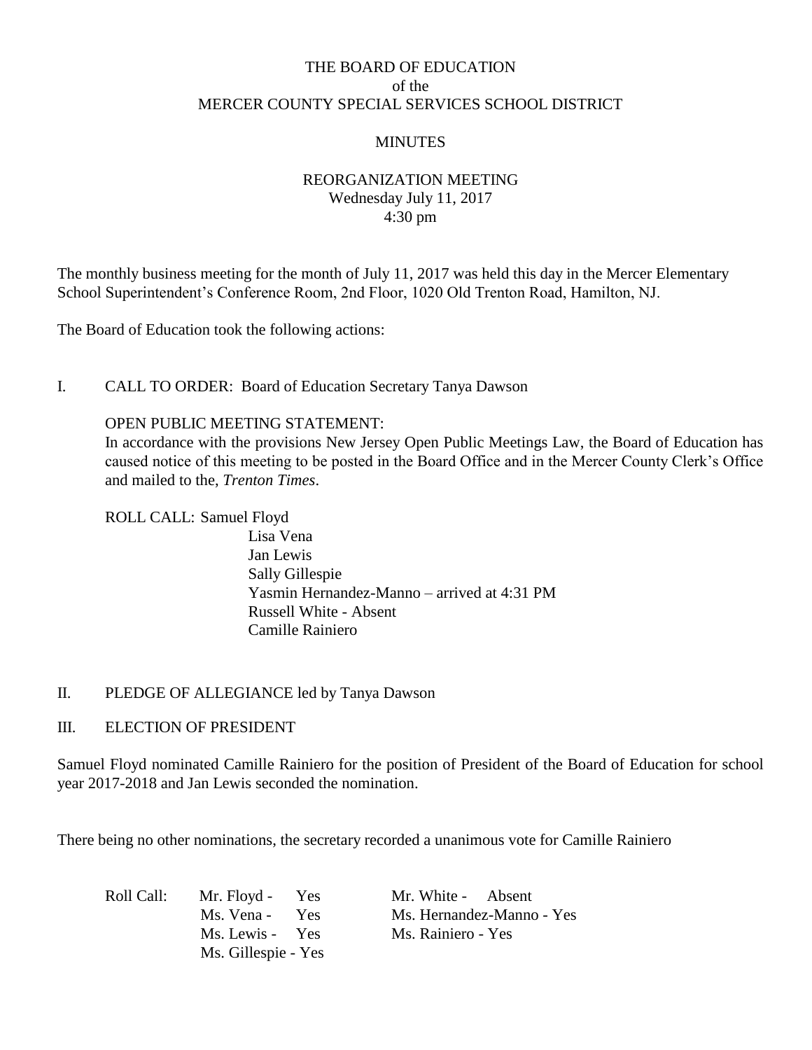# THE BOARD OF EDUCATION
## of the
## MERCER COUNTY SPECIAL SERVICES SCHOOL DISTRICT

## MINUTES

### REORGANIZATION MEETING
Wednesday July 11, 2017
4:30 pm

The monthly business meeting for the month of July 11, 2017 was held this day in the Mercer Elementary School Superintendent's Conference Room, 2nd Floor, 1020 Old Trenton Road, Hamilton, NJ.

The Board of Education took the following actions:

I. CALL TO ORDER: Board of Education Secretary Tanya Dawson

OPEN PUBLIC MEETING STATEMENT:
In accordance with the provisions New Jersey Open Public Meetings Law, the Board of Education has caused notice of this meeting to be posted in the Board Office and in the Mercer County Clerk's Office and mailed to the, *Trenton Times*.

ROLL CALL: Samuel Floyd
Lisa Vena
Jan Lewis
Sally Gillespie
Yasmin Hernandez-Manno – arrived at 4:31 PM
Russell White - Absent
Camille Rainiero

II. PLEDGE OF ALLEGIANCE led by Tanya Dawson

III. ELECTION OF PRESIDENT

Samuel Floyd nominated Camille Rainiero for the position of President of the Board of Education for school year 2017-2018 and Jan Lewis seconded the nomination.

There being no other nominations, the secretary recorded a unanimous vote for Camille Rainiero

| Roll Call: | | |
|---|---|---|
| | Mr. Floyd - Yes | Mr. White - Absent |
| | Ms. Vena - Yes | Ms. Hernandez-Manno - Yes |
| | Ms. Lewis - Yes | Ms. Rainiero - Yes |
| | Ms. Gillespie - Yes | |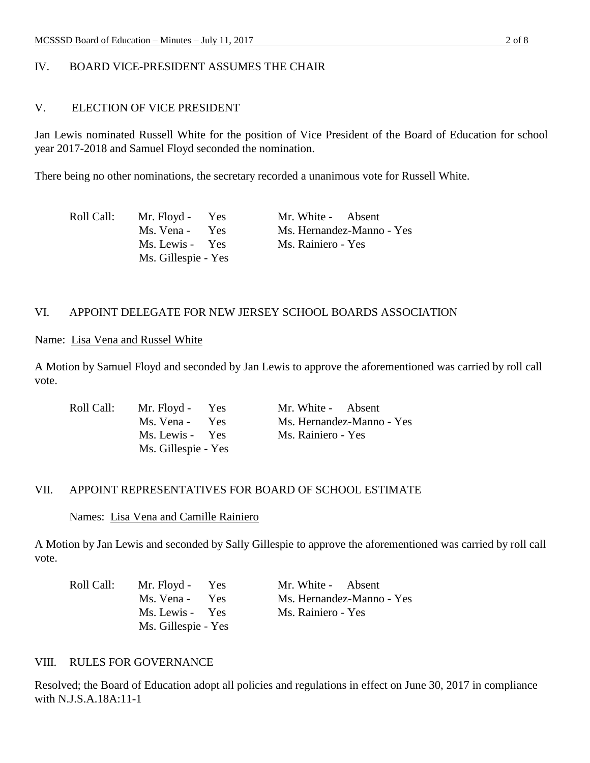## IV. BOARD VICE-PRESIDENT ASSUMES THE CHAIR

## V. ELECTION OF VICE PRESIDENT

Jan Lewis nominated Russell White for the position of Vice President of the Board of Education for school year 2017-2018 and Samuel Floyd seconded the nomination.

There being no other nominations, the secretary recorded a unanimous vote for Russell White.

| Roll Call: | | |
|---|---|---|
| | Mr. Floyd - Yes | Mr. White - Absent |
| | Ms. Vena - Yes | Ms. Hernandez-Manno - Yes |
| | Ms. Lewis - Yes | Ms. Rainiero - Yes |
| | Ms. Gillespie - Yes | |

## VI. APPOINT DELEGATE FOR NEW JERSEY SCHOOL BOARDS ASSOCIATION

Name: Lisa Vena and Russel White

A Motion by Samuel Floyd and seconded by Jan Lewis to approve the aforementioned was carried by roll call vote.

| Roll Call: | | |
|---|---|---|
| | Mr. Floyd - Yes | Mr. White - Absent |
| | Ms. Vena - Yes | Ms. Hernandez-Manno - Yes |
| | Ms. Lewis - Yes | Ms. Rainiero - Yes |
| | Ms. Gillespie - Yes | |

## VII. APPOINT REPRESENTATIVES FOR BOARD OF SCHOOL ESTIMATE

Names: Lisa Vena and Camille Rainiero

A Motion by Jan Lewis and seconded by Sally Gillespie to approve the aforementioned was carried by roll call vote.

| Roll Call: | | |
|---|---|---|
| | Mr. Floyd - Yes | Mr. White - Absent |
| | Ms. Vena - Yes | Ms. Hernandez-Manno - Yes |
| | Ms. Lewis - Yes | Ms. Rainiero - Yes |
| | Ms. Gillespie - Yes | |

## VIII. RULES FOR GOVERNANCE

Resolved; the Board of Education adopt all policies and regulations in effect on June 30, 2017 in compliance with N.J.S.A.18A:11-1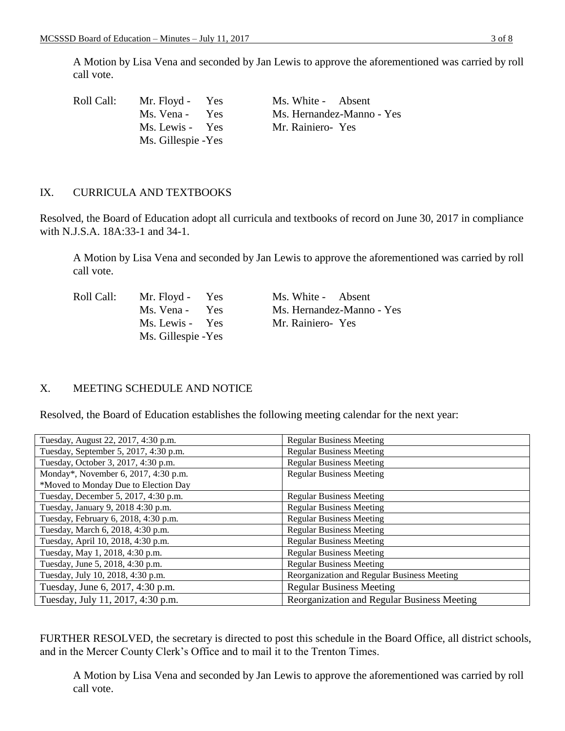A Motion by Lisa Vena and seconded by Jan Lewis to approve the aforementioned was carried by roll call vote.

Roll Call:
- Mr. Floyd - Yes
- Ms. Vena - Yes
- Ms. Lewis - Yes
- Ms. Gillespie -Yes
- Ms. White - Absent
- Ms. Hernandez-Manno - Yes
- Mr. Rainiero- Yes

## IX. CURRICULA AND TEXTBOOKS

Resolved, the Board of Education adopt all curricula and textbooks of record on June 30, 2017 in compliance with N.J.S.A. 18A:33-1 and 34-1.

A Motion by Lisa Vena and seconded by Jan Lewis to approve the aforementioned was carried by roll call vote.

Roll Call:
- Mr. Floyd - Yes
- Ms. Vena - Yes
- Ms. Lewis - Yes
- Ms. Gillespie -Yes
- Ms. White - Absent
- Ms. Hernandez-Manno - Yes
- Mr. Rainiero- Yes

## X. MEETING SCHEDULE AND NOTICE

Resolved, the Board of Education establishes the following meeting calendar for the next year:

| Date | Meeting |
|---|---|
| Tuesday, August 22, 2017, 4:30 p.m. | Regular Business Meeting |
| Tuesday, September 5, 2017, 4:30 p.m. | Regular Business Meeting |
| Tuesday, October 3, 2017, 4:30 p.m. | Regular Business Meeting |
| Monday*, November 6, 2017, 4:30 p.m.<br>*Moved to Monday Due to Election Day | Regular Business Meeting |
| Tuesday, December 5, 2017, 4:30 p.m. | Regular Business Meeting |
| Tuesday, January 9, 2018 4:30 p.m. | Regular Business Meeting |
| Tuesday, February 6, 2018, 4:30 p.m. | Regular Business Meeting |
| Tuesday, March 6, 2018, 4:30 p.m. | Regular Business Meeting |
| Tuesday, April 10, 2018, 4:30 p.m. | Regular Business Meeting |
| Tuesday, May 1, 2018, 4:30 p.m. | Regular Business Meeting |
| Tuesday, June 5, 2018, 4:30 p.m. | Regular Business Meeting |
| Tuesday, July 10, 2018, 4:30 p.m. | Reorganization and Regular Business Meeting |
| Tuesday, June 6, 2017, 4:30 p.m. | Regular Business Meeting |
| Tuesday, July 11, 2017, 4:30 p.m. | Reorganization and Regular Business Meeting |

FURTHER RESOLVED, the secretary is directed to post this schedule in the Board Office, all district schools, and in the Mercer County Clerk's Office and to mail it to the Trenton Times.

A Motion by Lisa Vena and seconded by Jan Lewis to approve the aforementioned was carried by roll call vote.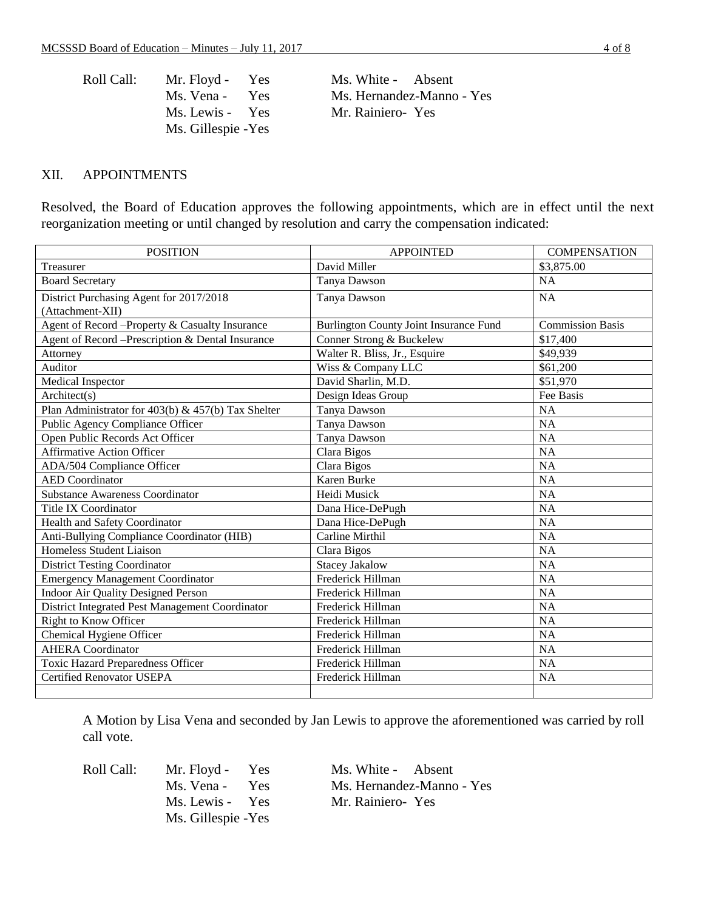Roll Call: Mr. Floyd - Yes
Ms. Vena - Yes
Ms. Lewis - Yes
Ms. Gillespie -Yes
Ms. White - Absent
Ms. Hernandez-Manno - Yes
Mr. Rainiero- Yes

## XII. APPOINTMENTS

Resolved, the Board of Education approves the following appointments, which are in effect until the next reorganization meeting or until changed by resolution and carry the compensation indicated:

| POSITION | APPOINTED | COMPENSATION |
|---|---|---|
| Treasurer | David Miller | $3,875.00 |
| Board Secretary | Tanya Dawson | NA |
| District Purchasing Agent for 2017/2018 (Attachment-XII) | Tanya Dawson | NA |
| Agent of Record –Property & Casualty Insurance | Burlington County Joint Insurance Fund | Commission Basis |
| Agent of Record –Prescription & Dental Insurance | Conner Strong & Buckelew | $17,400 |
| Attorney | Walter R. Bliss, Jr., Esquire | $49,939 |
| Auditor | Wiss & Company LLC | $61,200 |
| Medical Inspector | David Sharlin, M.D. | $51,970 |
| Architect(s) | Design Ideas Group | Fee Basis |
| Plan Administrator for 403(b) & 457(b) Tax Shelter | Tanya Dawson | NA |
| Public Agency Compliance Officer | Tanya Dawson | NA |
| Open Public Records Act Officer | Tanya Dawson | NA |
| Affirmative Action Officer | Clara Bigos | NA |
| ADA/504 Compliance Officer | Clara Bigos | NA |
| AED Coordinator | Karen Burke | NA |
| Substance Awareness Coordinator | Heidi Musick | NA |
| Title IX Coordinator | Dana Hice-DePugh | NA |
| Health and Safety Coordinator | Dana Hice-DePugh | NA |
| Anti-Bullying Compliance Coordinator (HIB) | Carline Mirthil | NA |
| Homeless Student Liaison | Clara Bigos | NA |
| District Testing Coordinator | Stacey Jakalow | NA |
| Emergency Management Coordinator | Frederick Hillman | NA |
| Indoor Air Quality Designed Person | Frederick Hillman | NA |
| District Integrated Pest Management Coordinator | Frederick Hillman | NA |
| Right to Know Officer | Frederick Hillman | NA |
| Chemical Hygiene Officer | Frederick Hillman | NA |
| AHERA Coordinator | Frederick Hillman | NA |
| Toxic Hazard Preparedness Officer | Frederick Hillman | NA |
| Certified Renovator USEPA | Frederick Hillman | NA |
| | | |

A Motion by Lisa Vena and seconded by Jan Lewis to approve the aforementioned was carried by roll call vote.

Roll Call: Mr. Floyd - Yes
Ms. Vena - Yes
Ms. Lewis - Yes
Ms. Gillespie -Yes
Ms. White - Absent
Ms. Hernandez-Manno - Yes
Mr. Rainiero- Yes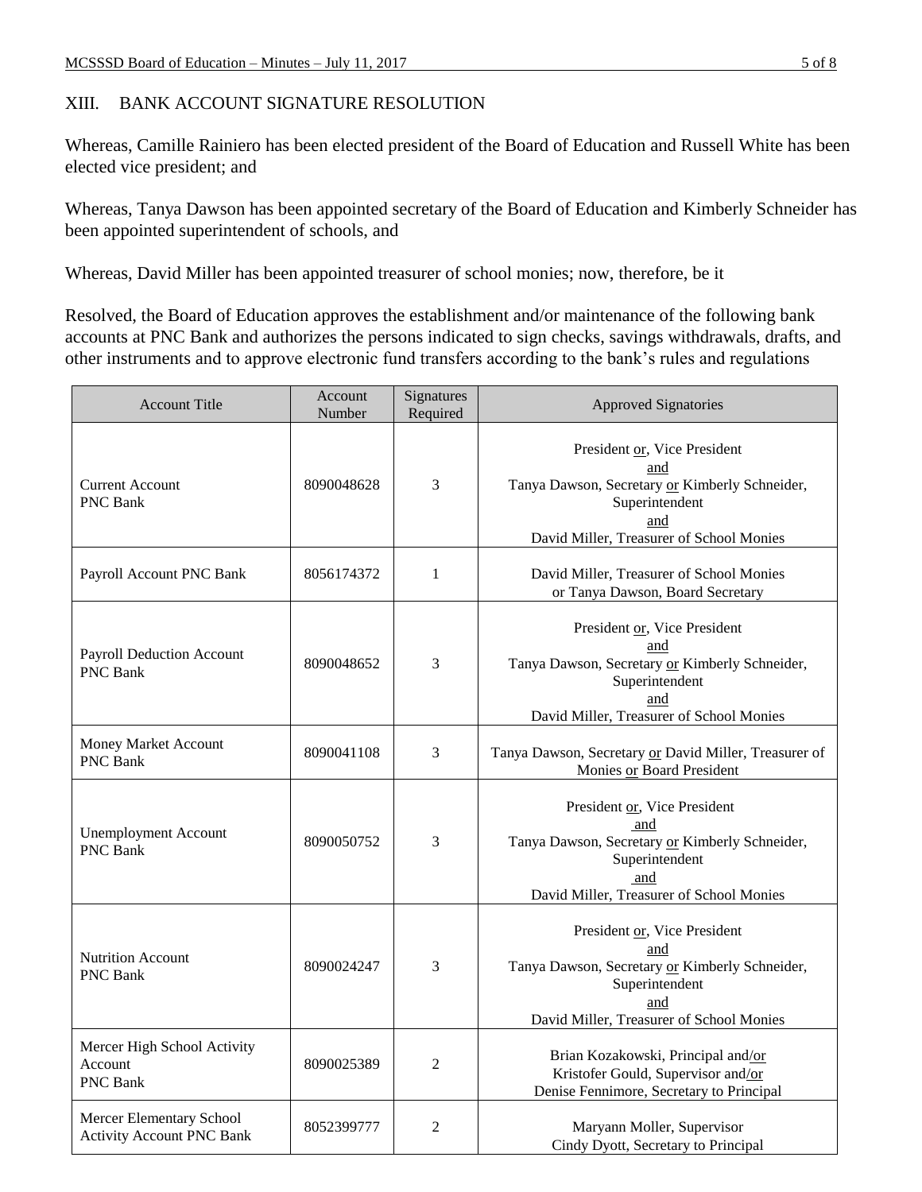## XIII. BANK ACCOUNT SIGNATURE RESOLUTION

Whereas, Camille Rainiero has been elected president of the Board of Education and Russell White has been elected vice president; and

Whereas, Tanya Dawson has been appointed secretary of the Board of Education and Kimberly Schneider has been appointed superintendent of schools, and

Whereas, David Miller has been appointed treasurer of school monies; now, therefore, be it

Resolved, the Board of Education approves the establishment and/or maintenance of the following bank accounts at PNC Bank and authorizes the persons indicated to sign checks, savings withdrawals, drafts, and other instruments and to approve electronic fund transfers according to the bank's rules and regulations

| Account Title | Account Number | Signatures Required | Approved Signatories |
|---|---|---|---|
| Current Account PNC Bank | 8090048628 | 3 | President or, Vice President and Tanya Dawson, Secretary or Kimberly Schneider, Superintendent and David Miller, Treasurer of School Monies |
| Payroll Account PNC Bank | 8056174372 | 1 | David Miller, Treasurer of School Monies or Tanya Dawson, Board Secretary |
| Payroll Deduction Account PNC Bank | 8090048652 | 3 | President or, Vice President and Tanya Dawson, Secretary or Kimberly Schneider, Superintendent and David Miller, Treasurer of School Monies |
| Money Market Account PNC Bank | 8090041108 | 3 | Tanya Dawson, Secretary or David Miller, Treasurer of Monies or Board President |
| Unemployment Account PNC Bank | 8090050752 | 3 | President or, Vice President and Tanya Dawson, Secretary or Kimberly Schneider, Superintendent and David Miller, Treasurer of School Monies |
| Nutrition Account PNC Bank | 8090024247 | 3 | President or, Vice President and Tanya Dawson, Secretary or Kimberly Schneider, Superintendent and David Miller, Treasurer of School Monies |
| Mercer High School Activity Account PNC Bank | 8090025389 | 2 | Brian Kozakowski, Principal and/or Kristofer Gould, Supervisor and/or Denise Fennimore, Secretary to Principal |
| Mercer Elementary School Activity Account PNC Bank | 8052399777 | 2 | Maryann Moller, Supervisor Cindy Dyott, Secretary to Principal |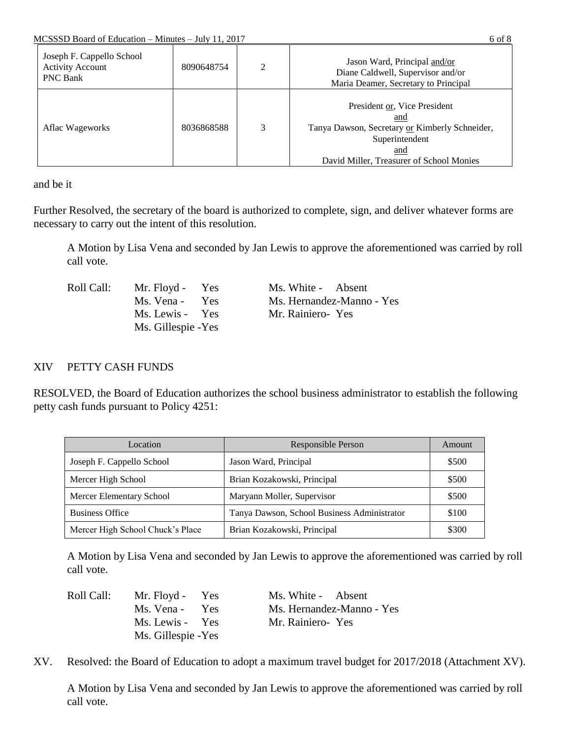| Joseph F. Cappello School Activity Account PNC Bank | 8090648754 | 2 | Jason Ward, Principal and/or Diane Caldwell, Supervisor and/or Maria Deamer, Secretary to Principal |
|---|---|---|---|
| Aflac Wageworks | 8036868588 | 3 | President or, Vice President and Tanya Dawson, Secretary or Kimberly Schneider, Superintendent and David Miller, Treasurer of School Monies |

and be it

Further Resolved, the secretary of the board is authorized to complete, sign, and deliver whatever forms are necessary to carry out the intent of this resolution.

A Motion by Lisa Vena and seconded by Jan Lewis to approve the aforementioned was carried by roll call vote.

Roll Call: Mr. Floyd - Yes
Ms. Vena - Yes
Ms. Lewis - Yes
Ms. Gillespie -Yes
Ms. White - Absent
Ms. Hernandez-Manno - Yes
Mr. Rainiero- Yes

## XIV PETTY CASH FUNDS

RESOLVED, the Board of Education authorizes the school business administrator to establish the following petty cash funds pursuant to Policy 4251:

| Location | Responsible Person | Amount |
|---|---|---|
| Joseph F. Cappello School | Jason Ward, Principal | $500 |
| Mercer High School | Brian Kozakowski, Principal | $500 |
| Mercer Elementary School | Maryann Moller, Supervisor | $500 |
| Business Office | Tanya Dawson, School Business Administrator | $100 |
| Mercer High School Chuck's Place | Brian Kozakowski, Principal | $300 |

A Motion by Lisa Vena and seconded by Jan Lewis to approve the aforementioned was carried by roll call vote.

Roll Call: Mr. Floyd - Yes
Ms. Vena - Yes
Ms. Lewis - Yes
Ms. Gillespie -Yes
Ms. White - Absent
Ms. Hernandez-Manno - Yes
Mr. Rainiero- Yes

XV. Resolved: the Board of Education to adopt a maximum travel budget for 2017/2018 (Attachment XV).

A Motion by Lisa Vena and seconded by Jan Lewis to approve the aforementioned was carried by roll call vote.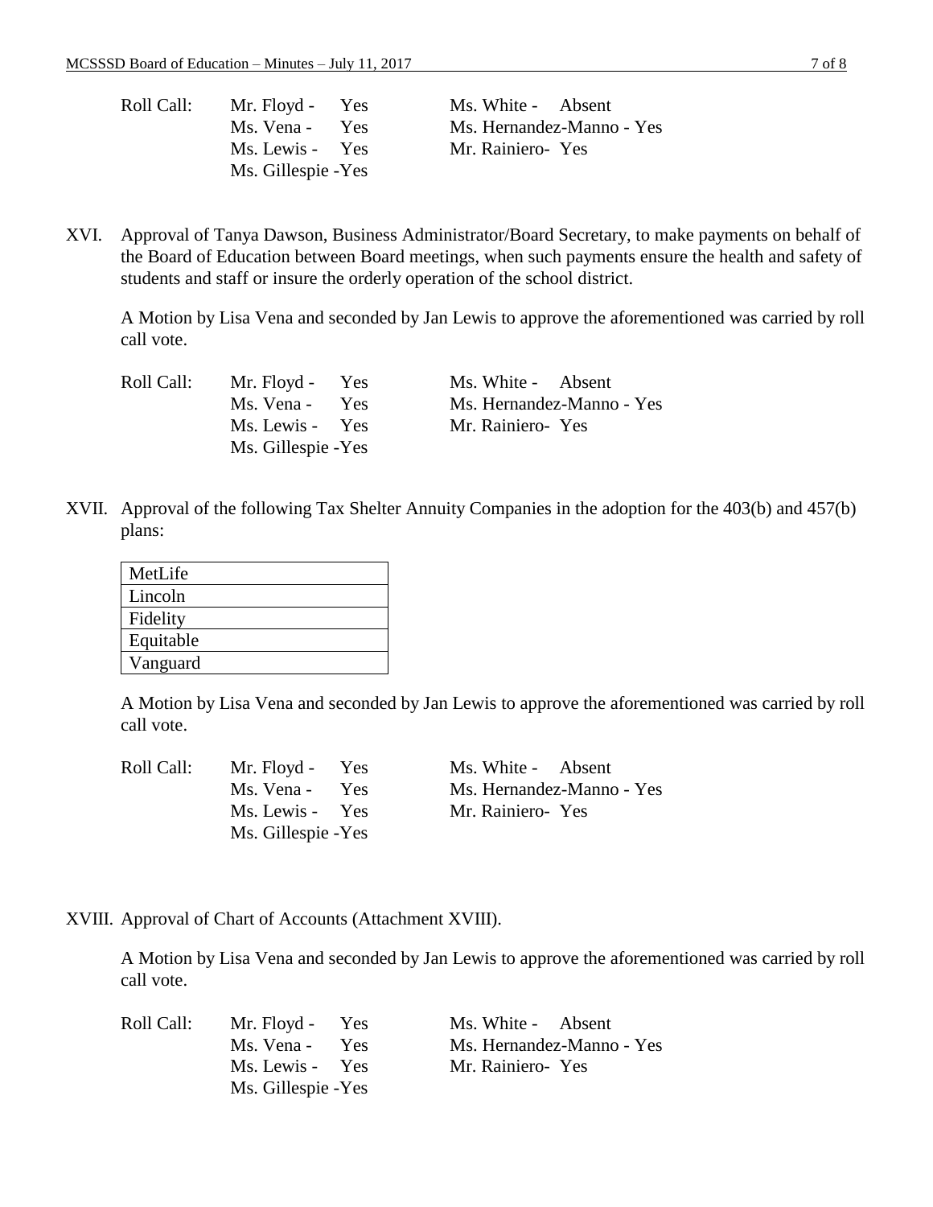Roll Call: Mr. Floyd - Yes
Ms. Vena - Yes
Ms. Lewis - Yes
Ms. Gillespie -Yes
Ms. White - Absent
Ms. Hernandez-Manno - Yes
Mr. Rainiero- Yes

XVI. Approval of Tanya Dawson, Business Administrator/Board Secretary, to make payments on behalf of the Board of Education between Board meetings, when such payments ensure the health and safety of students and staff or insure the orderly operation of the school district.

A Motion by Lisa Vena and seconded by Jan Lewis to approve the aforementioned was carried by roll call vote.

Roll Call: Mr. Floyd - Yes
Ms. Vena - Yes
Ms. Lewis - Yes
Ms. Gillespie -Yes
Ms. White - Absent
Ms. Hernandez-Manno - Yes
Mr. Rainiero- Yes

XVII. Approval of the following Tax Shelter Annuity Companies in the adoption for the 403(b) and 457(b) plans:

| MetLife |
|---|
| Lincoln |
| Fidelity |
| Equitable |
| Vanguard |

A Motion by Lisa Vena and seconded by Jan Lewis to approve the aforementioned was carried by roll call vote.

Roll Call: Mr. Floyd - Yes
Ms. Vena - Yes
Ms. Lewis - Yes
Ms. Gillespie -Yes
Ms. White - Absent
Ms. Hernandez-Manno - Yes
Mr. Rainiero- Yes

XVIII. Approval of Chart of Accounts (Attachment XVIII).

A Motion by Lisa Vena and seconded by Jan Lewis to approve the aforementioned was carried by roll call vote.

Roll Call: Mr. Floyd - Yes
Ms. Vena - Yes
Ms. Lewis - Yes
Ms. Gillespie -Yes
Ms. White - Absent
Ms. Hernandez-Manno - Yes
Mr. Rainiero- Yes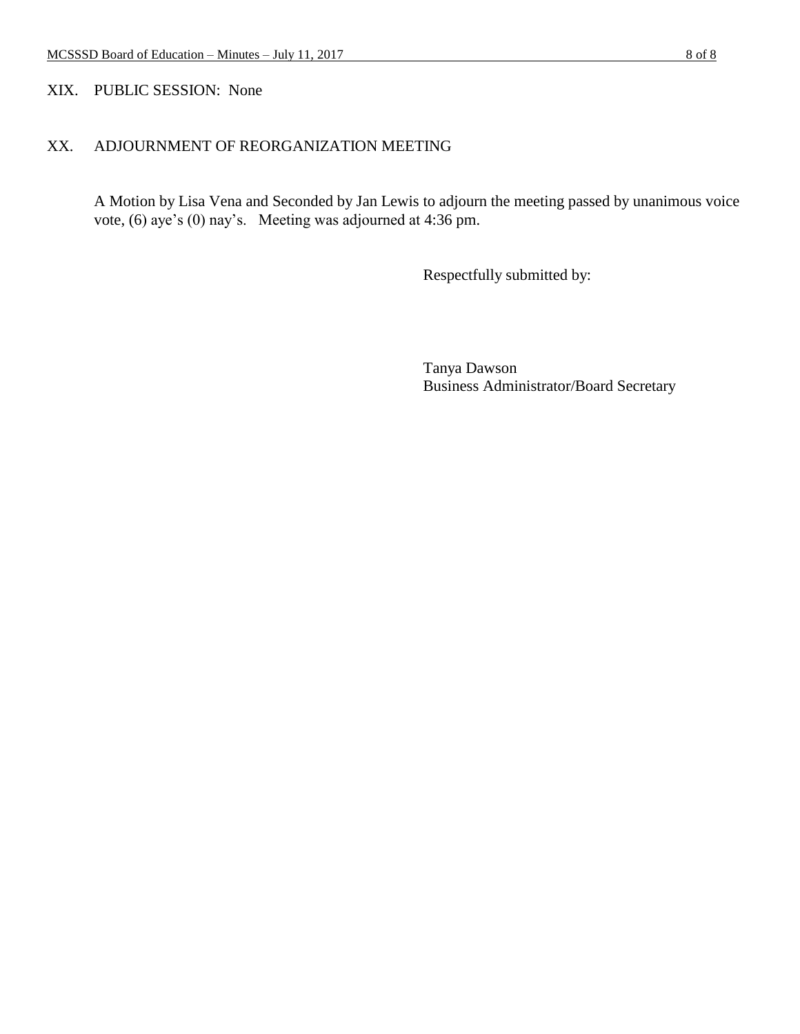## XIX. PUBLIC SESSION: None

## XX. ADJOURNMENT OF REORGANIZATION MEETING

A Motion by Lisa Vena and Seconded by Jan Lewis to adjourn the meeting passed by unanimous voice vote, (6) aye's (0) nay's. Meeting was adjourned at 4:36 pm.

Respectfully submitted by:

Tanya Dawson
Business Administrator/Board Secretary